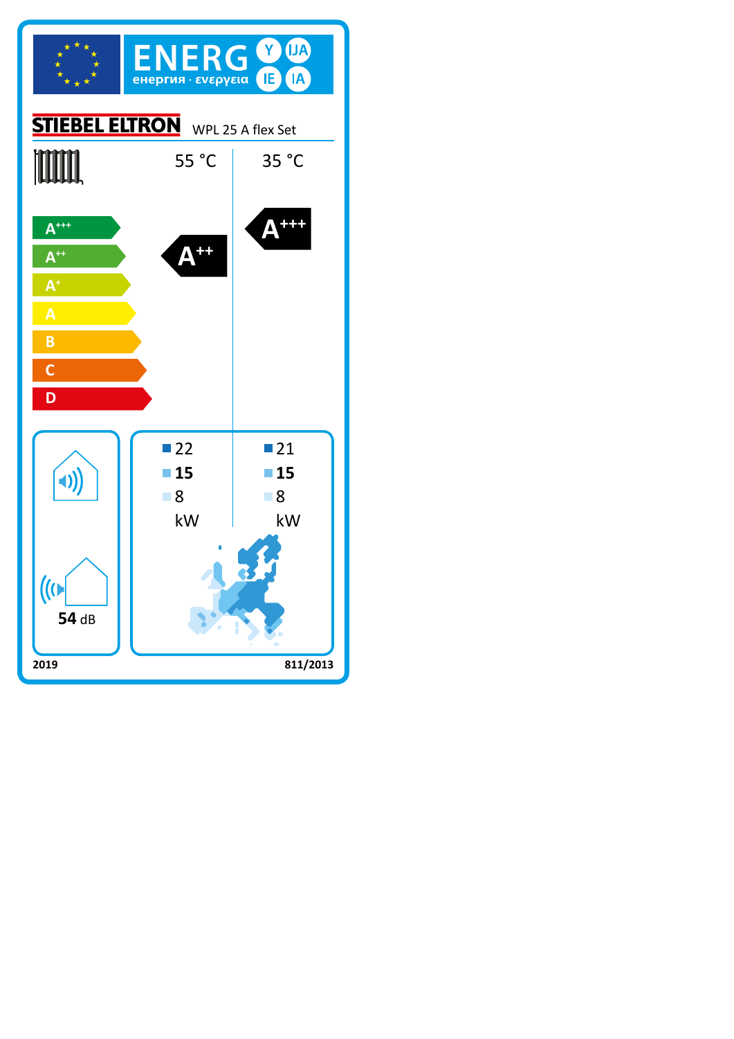ENERG Y IJA IE IA

енергия · ενεργεια

STIEBEL ELTRON WPL 25 A flex Set

| | 55 °C | 35 °C |
|---|---|---|
| Energy class | A++ | A+++ |
| | 22 | 21 |
| | **15** | **15** |
| | 8 | 8 |
| | kW | kW |

Scale: A+++, A++, A+, A, B, C, D

**54** dB

2019

811/2013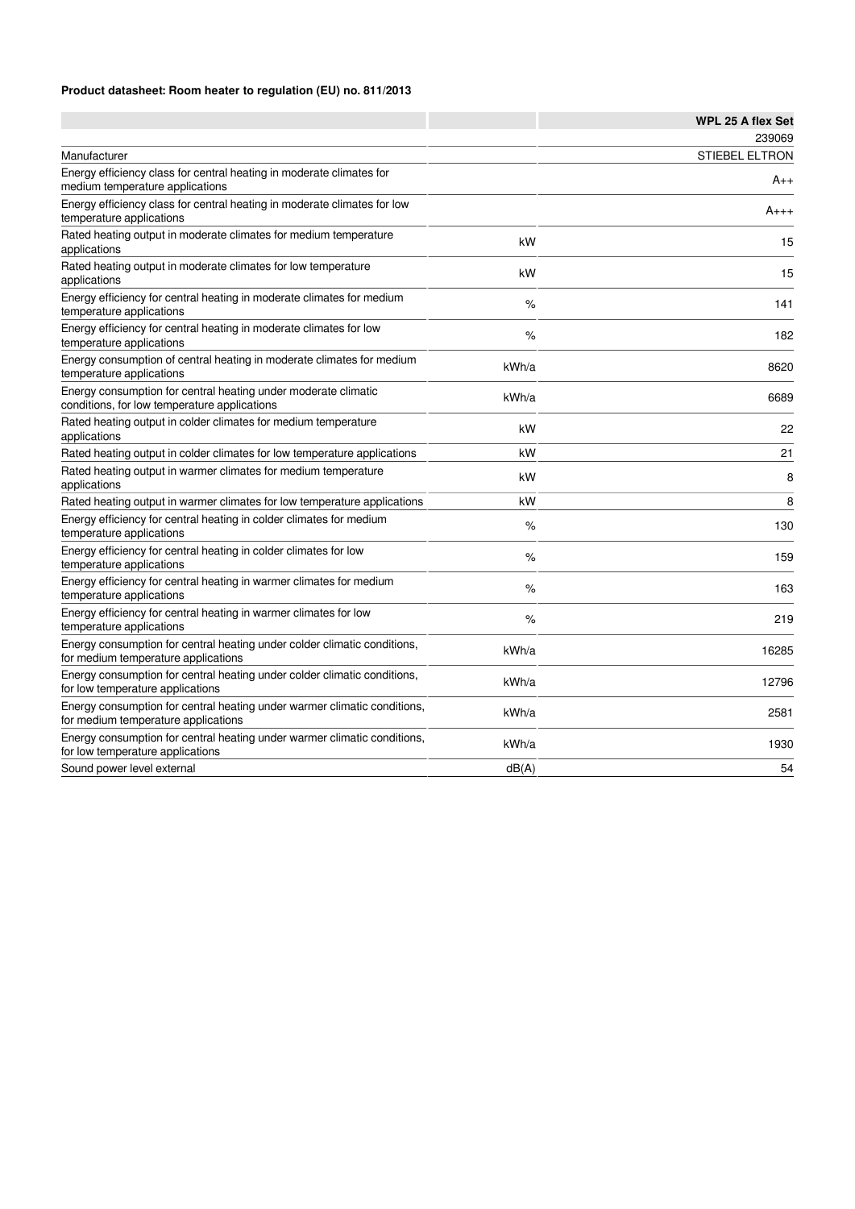**Product datasheet: Room heater to regulation (EU) no. 811/2013**

| | | WPL 25 A flex Set |
|---|---|---|
| | | 239069 |
| Manufacturer | | STIEBEL ELTRON |
| Energy efficiency class for central heating in moderate climates for medium temperature applications | | A++ |
| Energy efficiency class for central heating in moderate climates for low temperature applications | | A+++ |
| Rated heating output in moderate climates for medium temperature applications | kW | 15 |
| Rated heating output in moderate climates for low temperature applications | kW | 15 |
| Energy efficiency for central heating in moderate climates for medium temperature applications | % | 141 |
| Energy efficiency for central heating in moderate climates for low temperature applications | % | 182 |
| Energy consumption of central heating in moderate climates for medium temperature applications | kWh/a | 8620 |
| Energy consumption for central heating under moderate climatic conditions, for low temperature applications | kWh/a | 6689 |
| Rated heating output in colder climates for medium temperature applications | kW | 22 |
| Rated heating output in colder climates for low temperature applications | kW | 21 |
| Rated heating output in warmer climates for medium temperature applications | kW | 8 |
| Rated heating output in warmer climates for low temperature applications | kW | 8 |
| Energy efficiency for central heating in colder climates for medium temperature applications | % | 130 |
| Energy efficiency for central heating in colder climates for low temperature applications | % | 159 |
| Energy efficiency for central heating in warmer climates for medium temperature applications | % | 163 |
| Energy efficiency for central heating in warmer climates for low temperature applications | % | 219 |
| Energy consumption for central heating under colder climatic conditions, for medium temperature applications | kWh/a | 16285 |
| Energy consumption for central heating under colder climatic conditions, for low temperature applications | kWh/a | 12796 |
| Energy consumption for central heating under warmer climatic conditions, for medium temperature applications | kWh/a | 2581 |
| Energy consumption for central heating under warmer climatic conditions, for low temperature applications | kWh/a | 1930 |
| Sound power level external | dB(A) | 54 |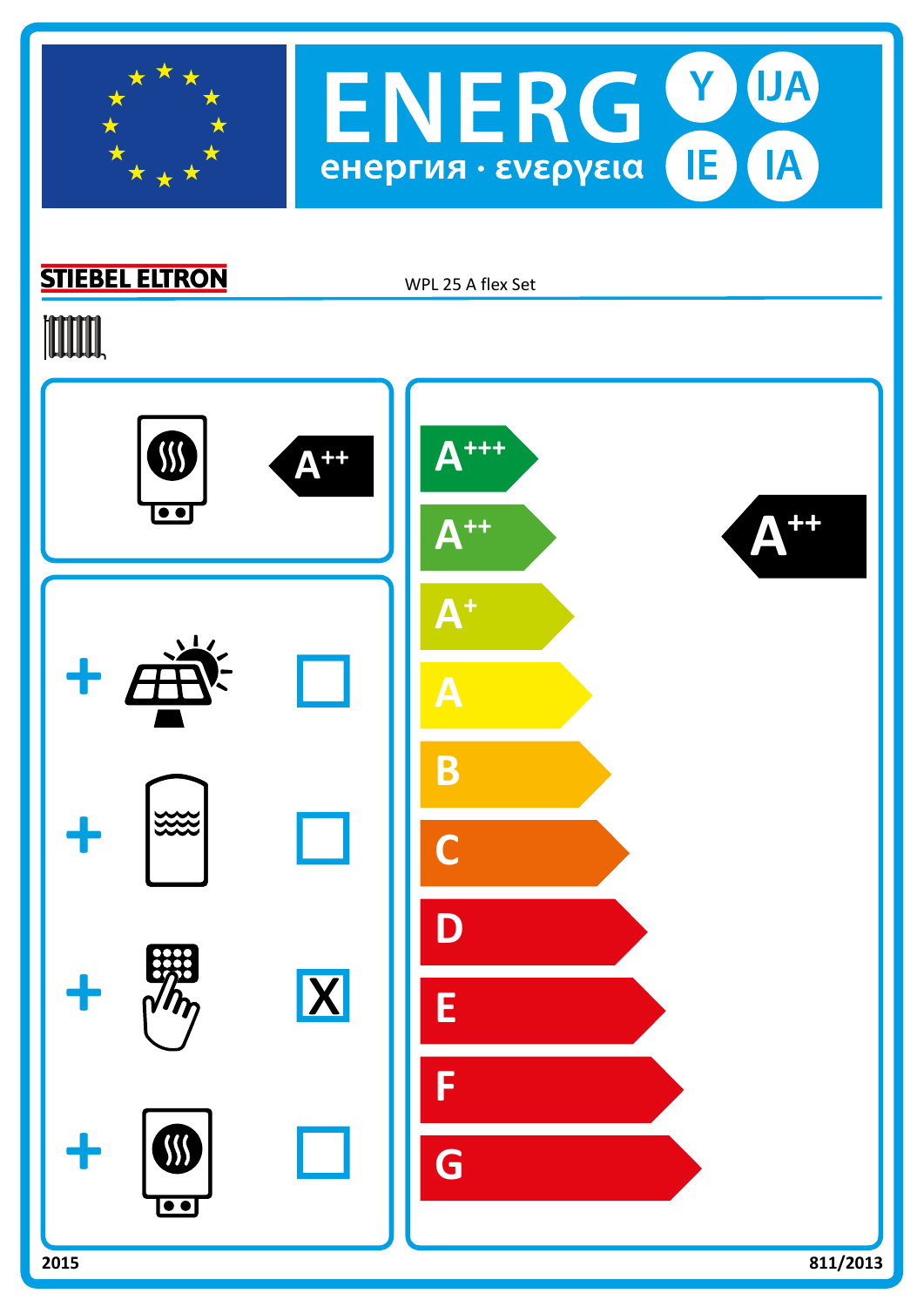# ENERG Y IJA IE IA

енергия · ενεργεια

**STIEBEL ELTRON** WPL 25 A flex Set

A++

| | | |
|---|---|---|
| + | Solar | ☐ |
| + | Storage tank | ☐ |
| + | Temperature control | X |
| + | Supplementary heater | ☐ |

A+++
A++
A+
A
B
C
D
E
F
G

**A++**

2015 811/2013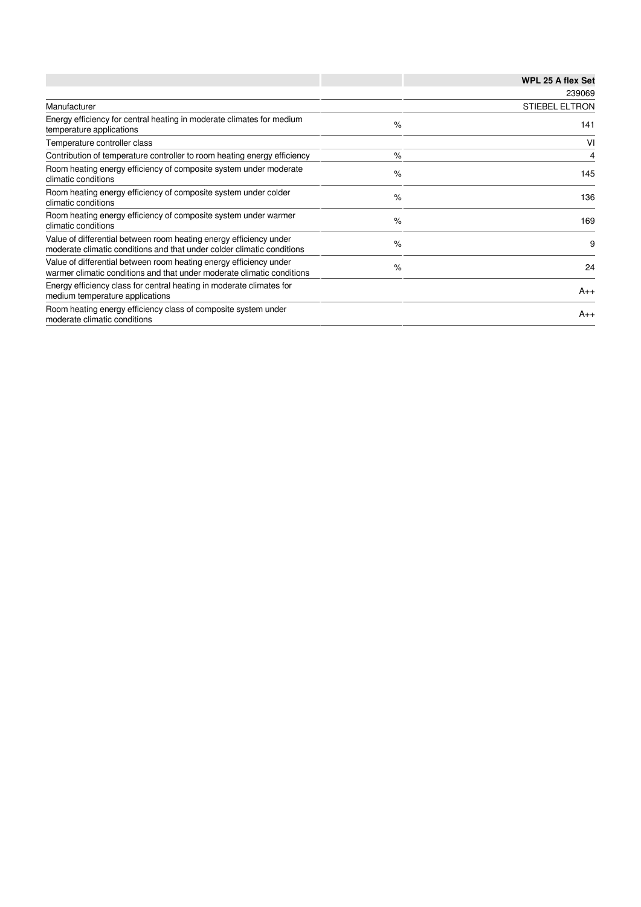| | | WPL 25 A flex Set |
|---|---|---|
| | | 239069 |
| Manufacturer | | STIEBEL ELTRON |
| Energy efficiency for central heating in moderate climates for medium temperature applications | % | 141 |
| Temperature controller class | | VI |
| Contribution of temperature controller to room heating energy efficiency | % | 4 |
| Room heating energy efficiency of composite system under moderate climatic conditions | % | 145 |
| Room heating energy efficiency of composite system under colder climatic conditions | % | 136 |
| Room heating energy efficiency of composite system under warmer climatic conditions | % | 169 |
| Value of differential between room heating energy efficiency under moderate climatic conditions and that under colder climatic conditions | % | 9 |
| Value of differential between room heating energy efficiency under warmer climatic conditions and that under moderate climatic conditions | % | 24 |
| Energy efficiency class for central heating in moderate climates for medium temperature applications | | A++ |
| Room heating energy efficiency class of composite system under moderate climatic conditions | | A++ |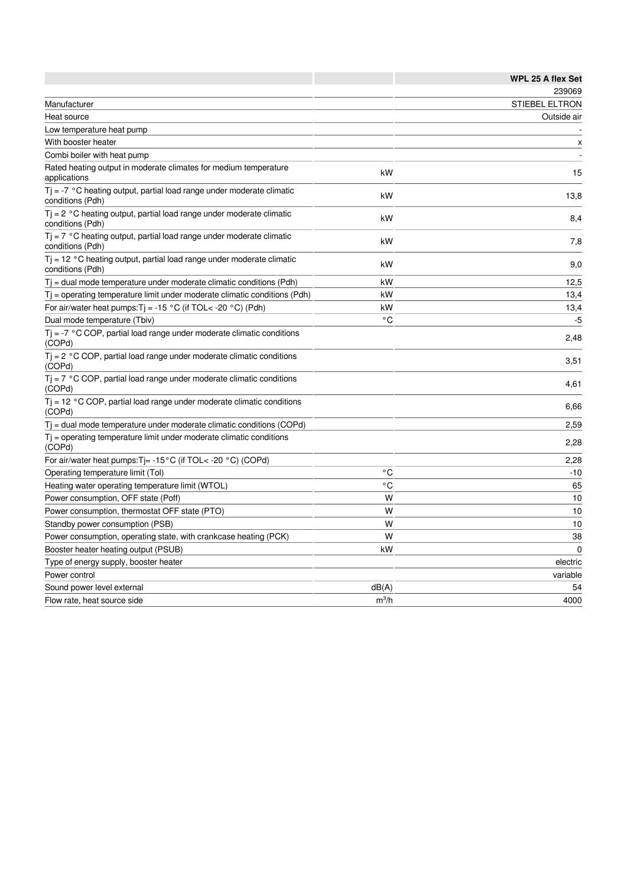| | | WPL 25 A flex Set |
|---|---|---|
| | | 239069 |
| Manufacturer | | STIEBEL ELTRON |
| Heat source | | Outside air |
| Low temperature heat pump | | - |
| With booster heater | | x |
| Combi boiler with heat pump | | - |
| Rated heating output in moderate climates for medium temperature applications | kW | 15 |
| Tj = -7 °C heating output, partial load range under moderate climatic conditions (Pdh) | kW | 13,8 |
| Tj = 2 °C heating output, partial load range under moderate climatic conditions (Pdh) | kW | 8,4 |
| Tj = 7 °C heating output, partial load range under moderate climatic conditions (Pdh) | kW | 7,8 |
| Tj = 12 °C heating output, partial load range under moderate climatic conditions (Pdh) | kW | 9,0 |
| Tj = dual mode temperature under moderate climatic conditions (Pdh) | kW | 12,5 |
| Tj = operating temperature limit under moderate climatic conditions (Pdh) | kW | 13,4 |
| For air/water heat pumps:Tj = -15 °C (if TOL< -20 °C) (Pdh) | kW | 13,4 |
| Dual mode temperature (Tbiv) | °C | -5 |
| Tj = -7 °C COP, partial load range under moderate climatic conditions (COPd) | | 2,48 |
| Tj = 2 °C COP, partial load range under moderate climatic conditions (COPd) | | 3,51 |
| Tj = 7 °C COP, partial load range under moderate climatic conditions (COPd) | | 4,61 |
| Tj = 12 °C COP, partial load range under moderate climatic conditions (COPd) | | 6,66 |
| Tj = dual mode temperature under moderate climatic conditions (COPd) | | 2,59 |
| Tj = operating temperature limit under moderate climatic conditions (COPd) | | 2,28 |
| For air/water heat pumps:Tj= -15°C (if TOL< -20 °C) (COPd) | | 2,28 |
| Operating temperature limit (Tol) | °C | -10 |
| Heating water operating temperature limit (WTOL) | °C | 65 |
| Power consumption, OFF state (Poff) | W | 10 |
| Power consumption, thermostat OFF state (PTO) | W | 10 |
| Standby power consumption (PSB) | W | 10 |
| Power consumption, operating state, with crankcase heating (PCK) | W | 38 |
| Booster heater heating output (PSUB) | kW | 0 |
| Type of energy supply, booster heater | | electric |
| Power control | | variable |
| Sound power level external | dB(A) | 54 |
| Flow rate, heat source side | $m^3/h$ | 4000 |